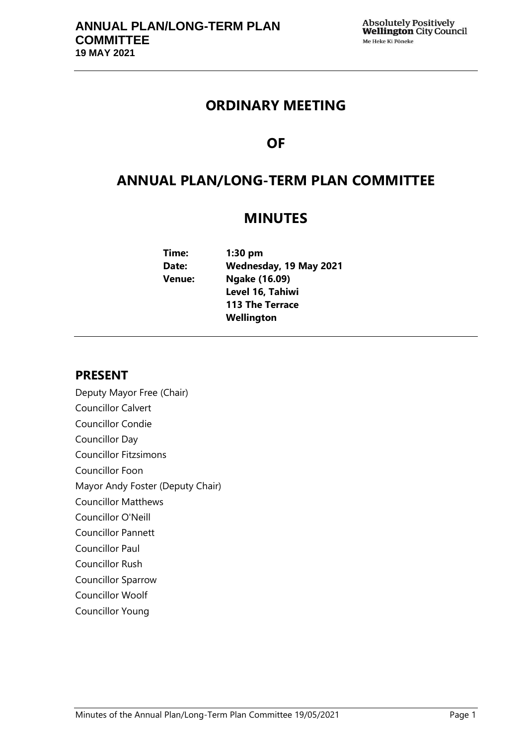# ORDINARY MEETING

# OF

# ANNUAL PLAN/LONG-TERM PLAN COMMITTEE

# MINUTES

**Time:** 1:30 pm
**Date:** Wednesday, 19 May 2021
**Venue:** Ngake (16.09)
Level 16, Tahiwi
113 The Terrace
Wellington

## PRESENT

Deputy Mayor Free (Chair)
Councillor Calvert
Councillor Condie
Councillor Day
Councillor Fitzsimons
Councillor Foon
Mayor Andy Foster (Deputy Chair)
Councillor Matthews
Councillor O'Neill
Councillor Pannett
Councillor Paul
Councillor Rush
Councillor Sparrow
Councillor Woolf
Councillor Young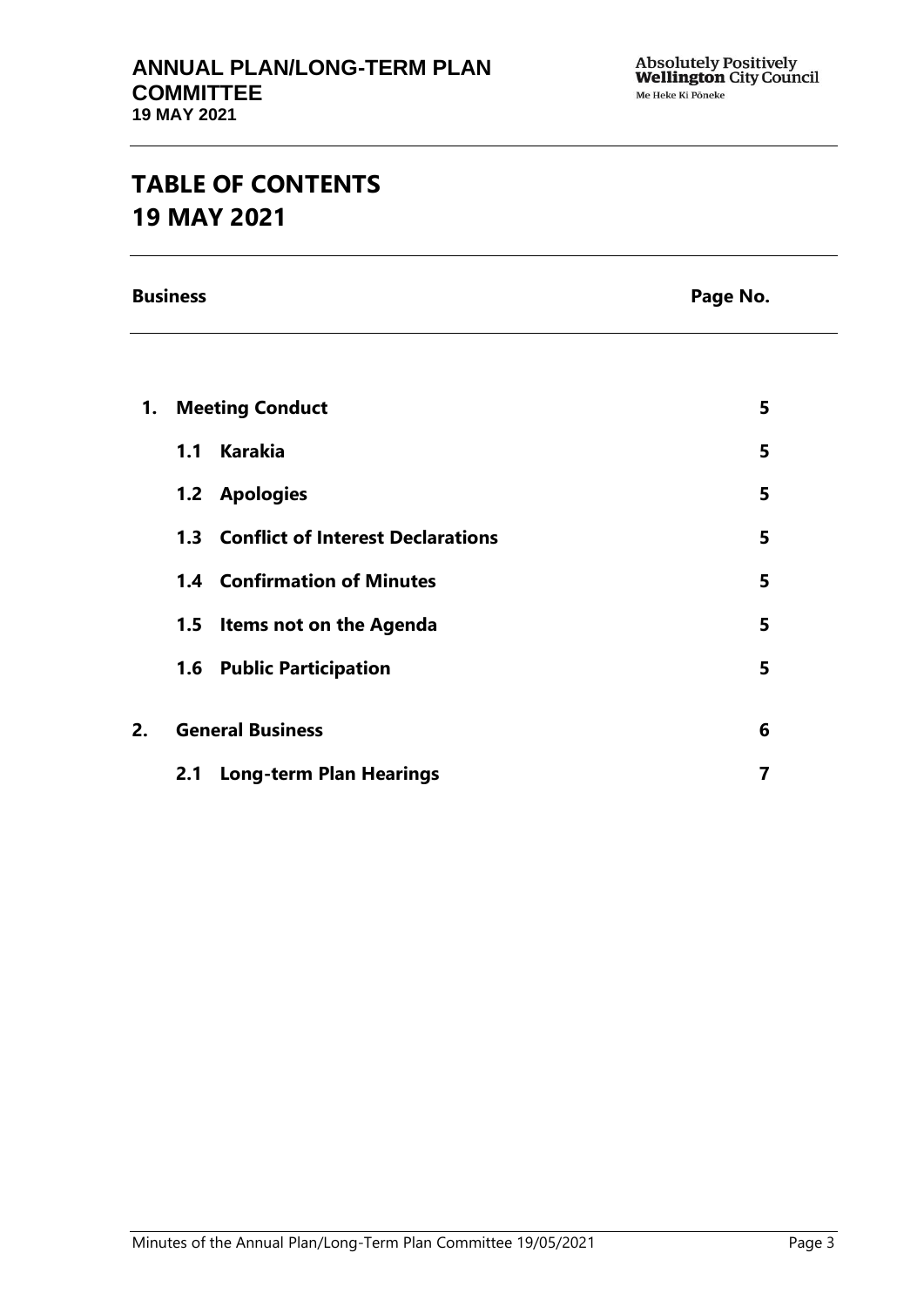# TABLE OF CONTENTS
# 19 MAY 2021

| Business | | Page No. |
|---|---|---|
| **1.** | **Meeting Conduct** | **5** |
| | **1.1 Karakia** | **5** |
| | **1.2 Apologies** | **5** |
| | **1.3 Conflict of Interest Declarations** | **5** |
| | **1.4 Confirmation of Minutes** | **5** |
| | **1.5 Items not on the Agenda** | **5** |
| | **1.6 Public Participation** | **5** |
| **2.** | **General Business** | **6** |
| | **2.1 Long-term Plan Hearings** | **7** |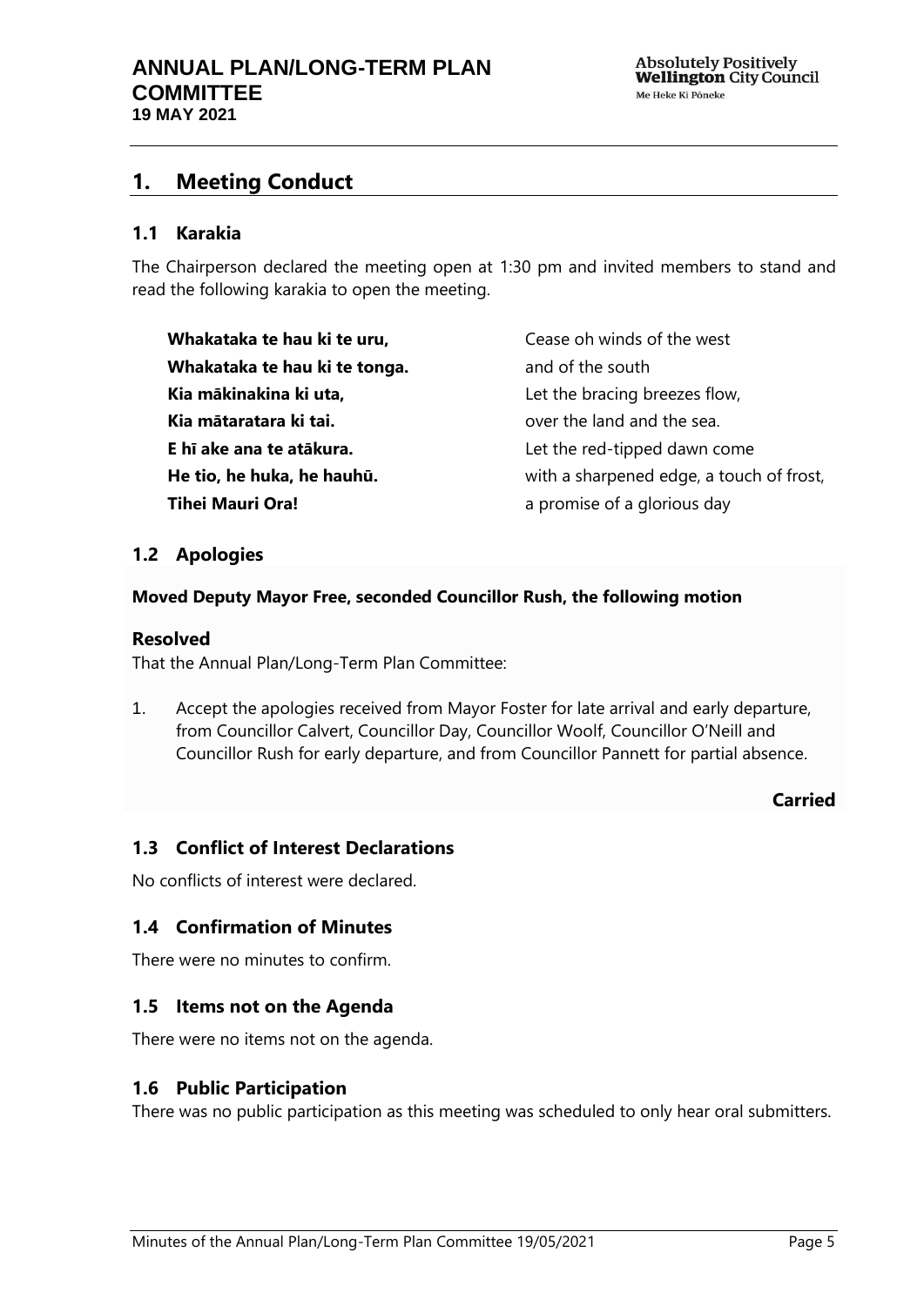## 1. Meeting Conduct

### 1.1 Karakia

The Chairperson declared the meeting open at 1:30 pm and invited members to stand and read the following karakia to open the meeting.

| | |
|---|---|
| **Whakataka te hau ki te uru,** | Cease oh winds of the west |
| **Whakataka te hau ki te tonga.** | and of the south |
| **Kia mākinakina ki uta,** | Let the bracing breezes flow, |
| **Kia mātaratara ki tai.** | over the land and the sea. |
| **E hī ake ana te atākura.** | Let the red-tipped dawn come |
| **He tio, he huka, he hauhū.** | with a sharpened edge, a touch of frost, |
| **Tihei Mauri Ora!** | a promise of a glorious day |

### 1.2 Apologies

**Moved Deputy Mayor Free, seconded Councillor Rush, the following motion**

**Resolved**

That the Annual Plan/Long-Term Plan Committee:

1. Accept the apologies received from Mayor Foster for late arrival and early departure, from Councillor Calvert, Councillor Day, Councillor Woolf, Councillor O'Neill and Councillor Rush for early departure, and from Councillor Pannett for partial absence.

**Carried**

### 1.3 Conflict of Interest Declarations

No conflicts of interest were declared.

### 1.4 Confirmation of Minutes

There were no minutes to confirm.

### 1.5 Items not on the Agenda

There were no items not on the agenda.

### 1.6 Public Participation

There was no public participation as this meeting was scheduled to only hear oral submitters.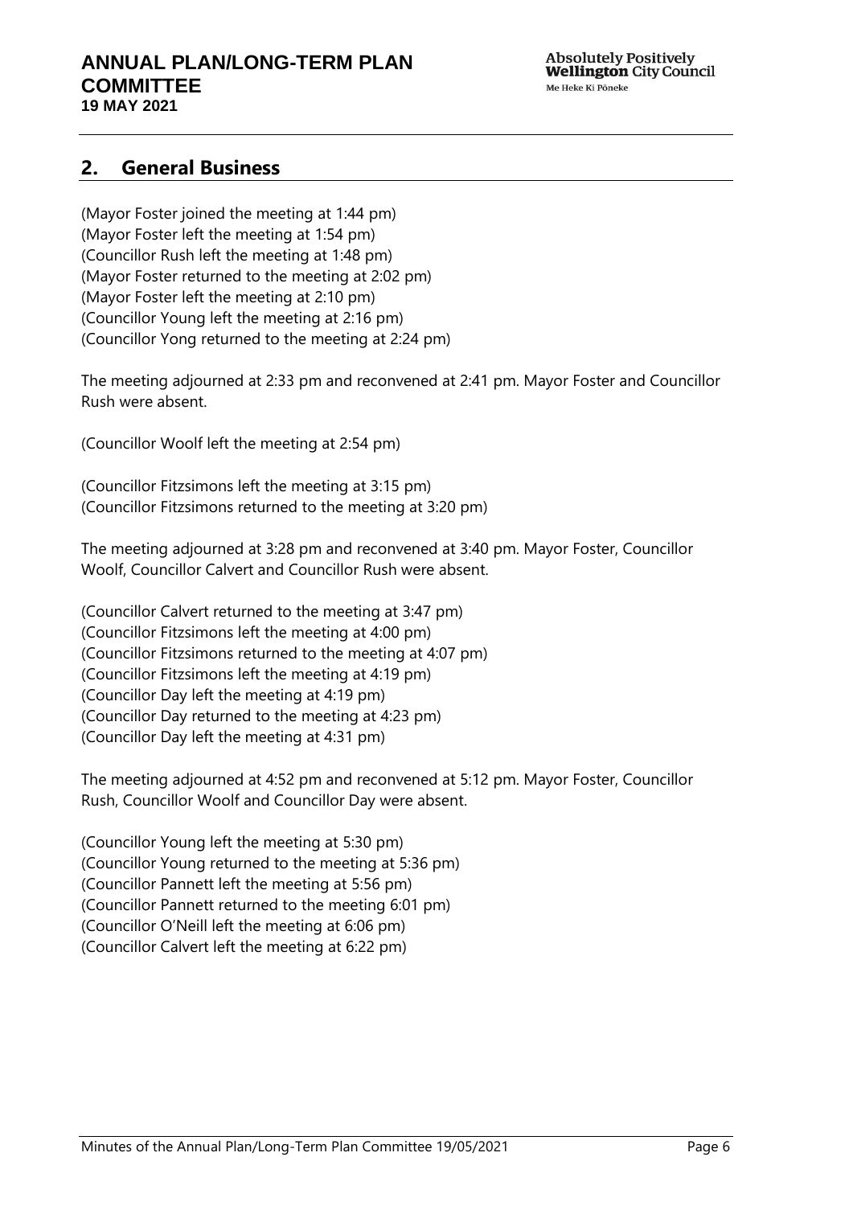## 2. General Business

(Mayor Foster joined the meeting at 1:44 pm)
(Mayor Foster left the meeting at 1:54 pm)
(Councillor Rush left the meeting at 1:48 pm)
(Mayor Foster returned to the meeting at 2:02 pm)
(Mayor Foster left the meeting at 2:10 pm)
(Councillor Young left the meeting at 2:16 pm)
(Councillor Yong returned to the meeting at 2:24 pm)

The meeting adjourned at 2:33 pm and reconvened at 2:41 pm. Mayor Foster and Councillor Rush were absent.

(Councillor Woolf left the meeting at 2:54 pm)

(Councillor Fitzsimons left the meeting at 3:15 pm)
(Councillor Fitzsimons returned to the meeting at 3:20 pm)

The meeting adjourned at 3:28 pm and reconvened at 3:40 pm. Mayor Foster, Councillor Woolf, Councillor Calvert and Councillor Rush were absent.

(Councillor Calvert returned to the meeting at 3:47 pm)
(Councillor Fitzsimons left the meeting at 4:00 pm)
(Councillor Fitzsimons returned to the meeting at 4:07 pm)
(Councillor Fitzsimons left the meeting at 4:19 pm)
(Councillor Day left the meeting at 4:19 pm)
(Councillor Day returned to the meeting at 4:23 pm)
(Councillor Day left the meeting at 4:31 pm)

The meeting adjourned at 4:52 pm and reconvened at 5:12 pm. Mayor Foster, Councillor Rush, Councillor Woolf and Councillor Day were absent.

(Councillor Young left the meeting at 5:30 pm)
(Councillor Young returned to the meeting at 5:36 pm)
(Councillor Pannett left the meeting at 5:56 pm)
(Councillor Pannett returned to the meeting 6:01 pm)
(Councillor O'Neill left the meeting at 6:06 pm)
(Councillor Calvert left the meeting at 6:22 pm)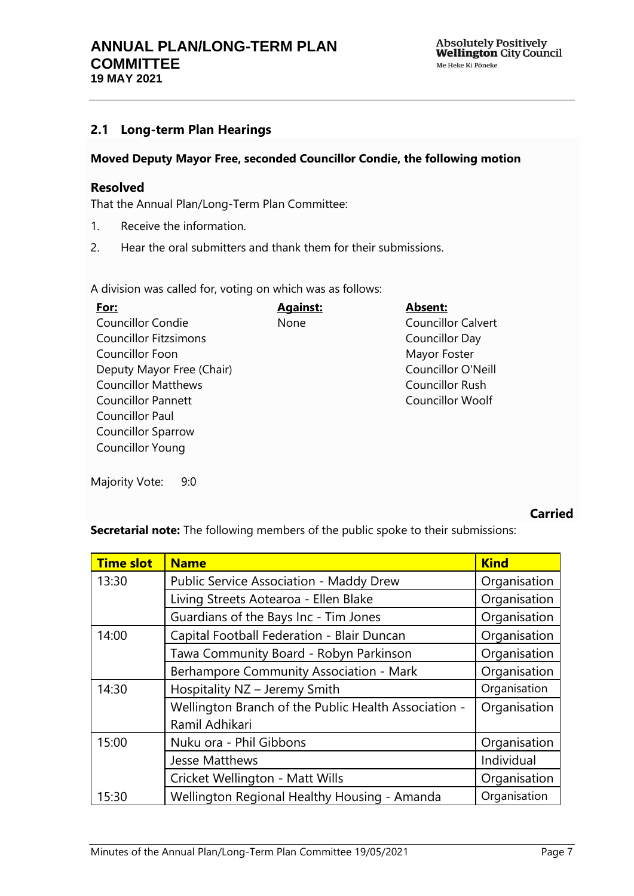## 2.1 Long-term Plan Hearings

**Moved Deputy Mayor Free, seconded Councillor Condie, the following motion**

### Resolved

That the Annual Plan/Long-Term Plan Committee:

1. Receive the information.
2. Hear the oral submitters and thank them for their submissions.

A division was called for, voting on which was as follows:

| **For:** | **Against:** | **Absent:** |
|---|---|---|
| Councillor Condie | None | Councillor Calvert |
| Councillor Fitzsimons | | Councillor Day |
| Councillor Foon | | Mayor Foster |
| Deputy Mayor Free (Chair) | | Councillor O'Neill |
| Councillor Matthews | | Councillor Rush |
| Councillor Pannett | | Councillor Woolf |
| Councillor Paul | | |
| Councillor Sparrow | | |
| Councillor Young | | |

Majority Vote: 9:0

**Carried**

**Secretarial note:** The following members of the public spoke to their submissions:

| Time slot | Name | Kind |
|---|---|---|
| 13:30 | Public Service Association - Maddy Drew | Organisation |
| | Living Streets Aotearoa - Ellen Blake | Organisation |
| | Guardians of the Bays Inc - Tim Jones | Organisation |
| 14:00 | Capital Football Federation - Blair Duncan | Organisation |
| | Tawa Community Board - Robyn Parkinson | Organisation |
| | Berhampore Community Association - Mark | Organisation |
| 14:30 | Hospitality NZ – Jeremy Smith | Organisation |
| | Wellington Branch of the Public Health Association - Ramil Adhikari | Organisation |
| 15:00 | Nuku ora - Phil Gibbons | Organisation |
| | Jesse Matthews | Individual |
| | Cricket Wellington - Matt Wills | Organisation |
| 15:30 | Wellington Regional Healthy Housing - Amanda | Organisation |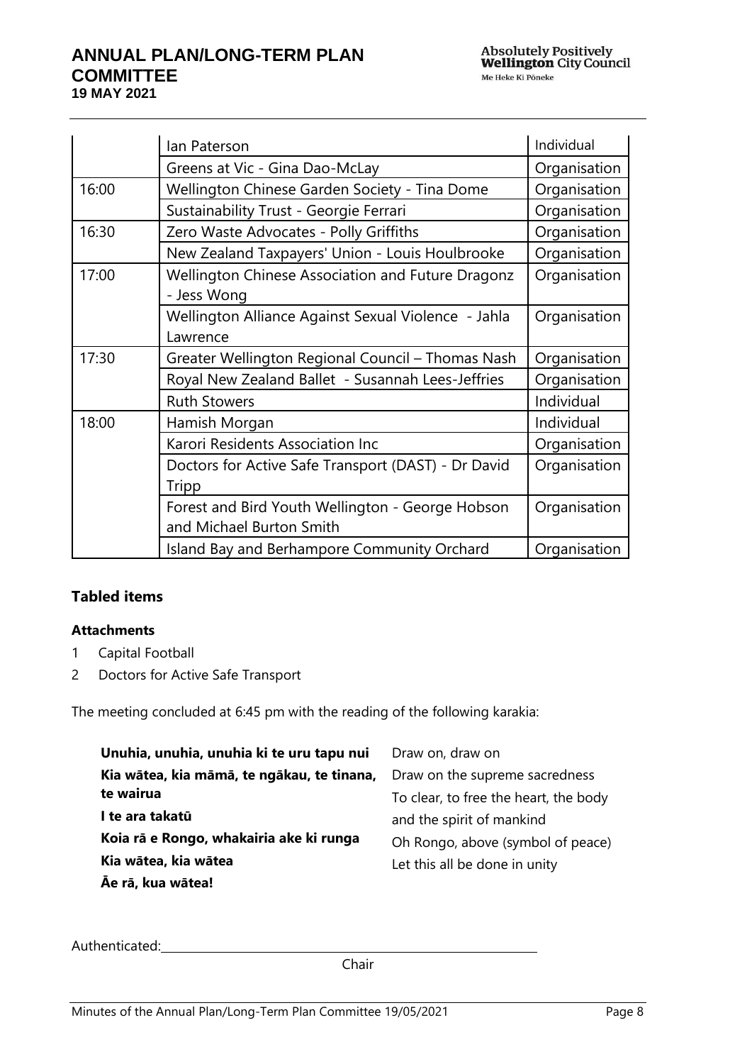| | | |
|---|---|---|
| | Ian Paterson | Individual |
| | Greens at Vic - Gina Dao-McLay | Organisation |
| 16:00 | Wellington Chinese Garden Society - Tina Dome | Organisation |
| | Sustainability Trust - Georgie Ferrari | Organisation |
| 16:30 | Zero Waste Advocates - Polly Griffiths | Organisation |
| | New Zealand Taxpayers' Union - Louis Houlbrooke | Organisation |
| 17:00 | Wellington Chinese Association and Future Dragonz - Jess Wong | Organisation |
| | Wellington Alliance Against Sexual Violence - Jahla Lawrence | Organisation |
| 17:30 | Greater Wellington Regional Council – Thomas Nash | Organisation |
| | Royal New Zealand Ballet - Susannah Lees-Jeffries | Organisation |
| | Ruth Stowers | Individual |
| 18:00 | Hamish Morgan | Individual |
| | Karori Residents Association Inc | Organisation |
| | Doctors for Active Safe Transport (DAST) - Dr David Tripp | Organisation |
| | Forest and Bird Youth Wellington - George Hobson and Michael Burton Smith | Organisation |
| | Island Bay and Berhampore Community Orchard | Organisation |

### Tabled items

#### Attachments

1. Capital Football
2. Doctors for Active Safe Transport

The meeting concluded at 6:45 pm with the reading of the following karakia:

**Unuhia, unuhia, unuhia ki te uru tapu nui**
**Kia wātea, kia māmā, te ngākau, te tinana, te wairua**
**I te ara takatū**
**Koia rā e Rongo, whakairia ake ki runga**
**Kia wātea, kia wātea**
**Āe rā, kua wātea!**

Draw on, draw on
Draw on the supreme sacredness
To clear, to free the heart, the body
and the spirit of mankind
Oh Rongo, above (symbol of peace)
Let this all be done in unity

Authenticated: ______________________________
Chair